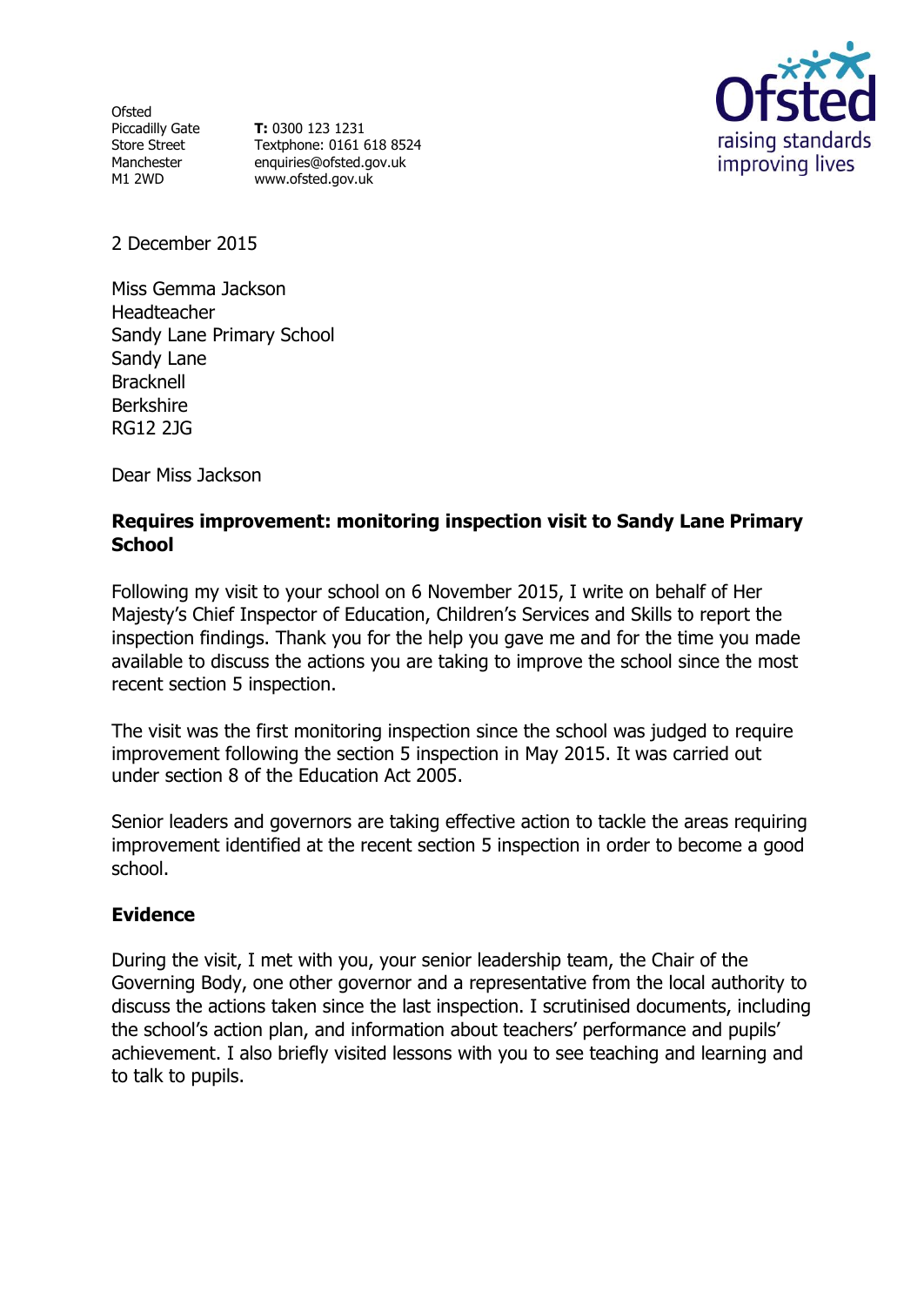Ofsted
Piccadilly Gate
Store Street
Manchester
M1 2WD

**T:** 0300 123 1231
Textphone: 0161 618 8524
enquiries@ofsted.gov.uk
www.ofsted.gov.uk

Ofsted
raising standards
improving lives

2 December 2015

Miss Gemma Jackson
Headteacher
Sandy Lane Primary School
Sandy Lane
Bracknell
Berkshire
RG12 2JG

Dear Miss Jackson

**Requires improvement: monitoring inspection visit to Sandy Lane Primary School**

Following my visit to your school on 6 November 2015, I write on behalf of Her Majesty's Chief Inspector of Education, Children's Services and Skills to report the inspection findings. Thank you for the help you gave me and for the time you made available to discuss the actions you are taking to improve the school since the most recent section 5 inspection.

The visit was the first monitoring inspection since the school was judged to require improvement following the section 5 inspection in May 2015. It was carried out under section 8 of the Education Act 2005.

Senior leaders and governors are taking effective action to tackle the areas requiring improvement identified at the recent section 5 inspection in order to become a good school.

**Evidence**

During the visit, I met with you, your senior leadership team, the Chair of the Governing Body, one other governor and a representative from the local authority to discuss the actions taken since the last inspection. I scrutinised documents, including the school's action plan, and information about teachers' performance and pupils' achievement. I also briefly visited lessons with you to see teaching and learning and to talk to pupils.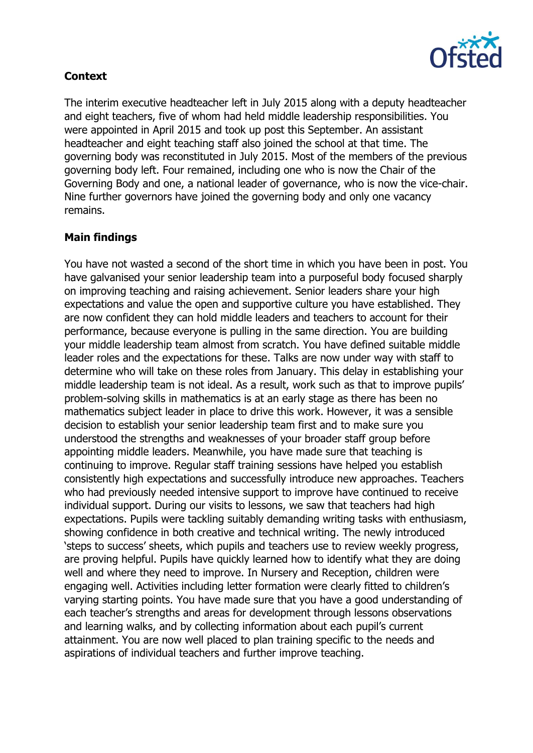## Context

The interim executive headteacher left in July 2015 along with a deputy headteacher and eight teachers, five of whom had held middle leadership responsibilities. You were appointed in April 2015 and took up post this September. An assistant headteacher and eight teaching staff also joined the school at that time. The governing body was reconstituted in July 2015. Most of the members of the previous governing body left. Four remained, including one who is now the Chair of the Governing Body and one, a national leader of governance, who is now the vice-chair. Nine further governors have joined the governing body and only one vacancy remains.

## Main findings

You have not wasted a second of the short time in which you have been in post. You have galvanised your senior leadership team into a purposeful body focused sharply on improving teaching and raising achievement. Senior leaders share your high expectations and value the open and supportive culture you have established. They are now confident they can hold middle leaders and teachers to account for their performance, because everyone is pulling in the same direction. You are building your middle leadership team almost from scratch. You have defined suitable middle leader roles and the expectations for these. Talks are now under way with staff to determine who will take on these roles from January. This delay in establishing your middle leadership team is not ideal. As a result, work such as that to improve pupils' problem-solving skills in mathematics is at an early stage as there has been no mathematics subject leader in place to drive this work. However, it was a sensible decision to establish your senior leadership team first and to make sure you understood the strengths and weaknesses of your broader staff group before appointing middle leaders. Meanwhile, you have made sure that teaching is continuing to improve. Regular staff training sessions have helped you establish consistently high expectations and successfully introduce new approaches. Teachers who had previously needed intensive support to improve have continued to receive individual support. During our visits to lessons, we saw that teachers had high expectations. Pupils were tackling suitably demanding writing tasks with enthusiasm, showing confidence in both creative and technical writing. The newly introduced 'steps to success' sheets, which pupils and teachers use to review weekly progress, are proving helpful. Pupils have quickly learned how to identify what they are doing well and where they need to improve. In Nursery and Reception, children were engaging well. Activities including letter formation were clearly fitted to children's varying starting points. You have made sure that you have a good understanding of each teacher's strengths and areas for development through lessons observations and learning walks, and by collecting information about each pupil's current attainment. You are now well placed to plan training specific to the needs and aspirations of individual teachers and further improve teaching.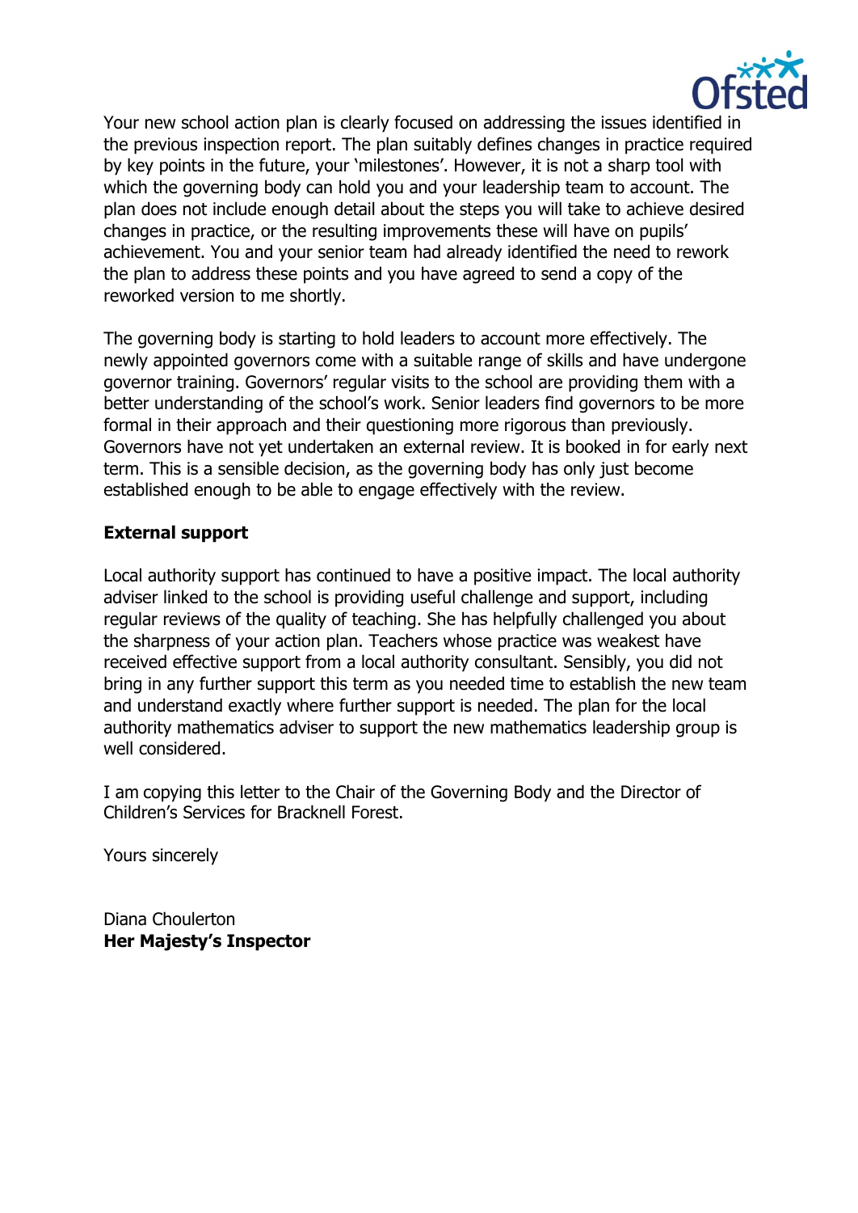Your new school action plan is clearly focused on addressing the issues identified in the previous inspection report. The plan suitably defines changes in practice required by key points in the future, your 'milestones'. However, it is not a sharp tool with which the governing body can hold you and your leadership team to account. The plan does not include enough detail about the steps you will take to achieve desired changes in practice, or the resulting improvements these will have on pupils' achievement. You and your senior team had already identified the need to rework the plan to address these points and you have agreed to send a copy of the reworked version to me shortly.

The governing body is starting to hold leaders to account more effectively. The newly appointed governors come with a suitable range of skills and have undergone governor training. Governors' regular visits to the school are providing them with a better understanding of the school's work. Senior leaders find governors to be more formal in their approach and their questioning more rigorous than previously. Governors have not yet undertaken an external review. It is booked in for early next term. This is a sensible decision, as the governing body has only just become established enough to be able to engage effectively with the review.

**External support**

Local authority support has continued to have a positive impact. The local authority adviser linked to the school is providing useful challenge and support, including regular reviews of the quality of teaching. She has helpfully challenged you about the sharpness of your action plan. Teachers whose practice was weakest have received effective support from a local authority consultant. Sensibly, you did not bring in any further support this term as you needed time to establish the new team and understand exactly where further support is needed. The plan for the local authority mathematics adviser to support the new mathematics leadership group is well considered.

I am copying this letter to the Chair of the Governing Body and the Director of Children's Services for Bracknell Forest.

Yours sincerely

Diana Choulerton
**Her Majesty's Inspector**